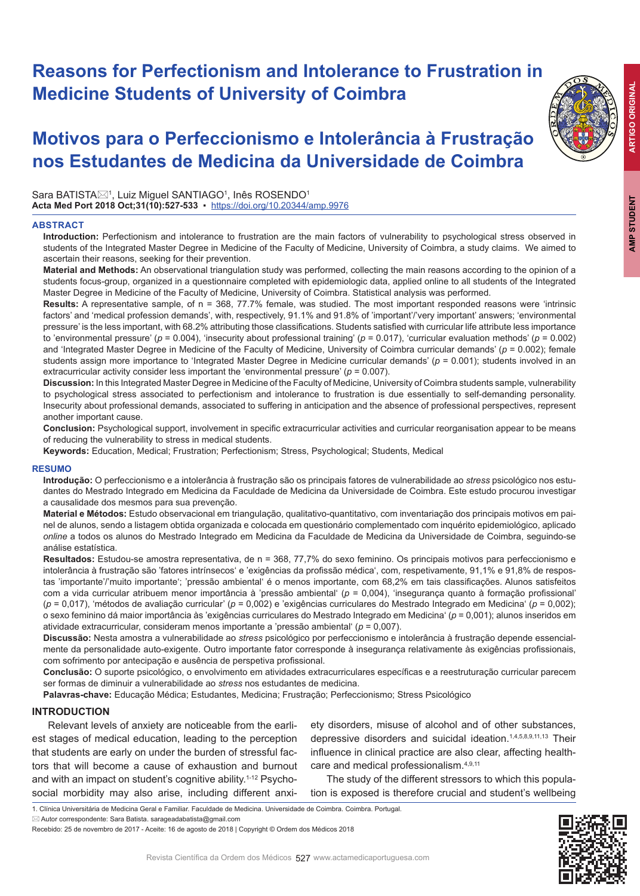# Reasons for Perfectionism and Intolerance to Frustration in Medicine Students of University of Coimbra

# Motivos para o Perfeccionismo e Intolerância à Frustração nos Estudantes de Medicina da Universidade de Coimbra

Sara BATISTA[1], Luiz Miguel SANTIAGO[1], Inês ROSENDO[1]
**Acta Med Port 2018 Oct;31(10):527-533** ▪ https://doi.org/10.20344/amp.9976

## ABSTRACT

**Introduction:** Perfectionism and intolerance to frustration are the main factors of vulnerability to psychological stress observed in students of the Integrated Master Degree in Medicine of the Faculty of Medicine, University of Coimbra, a study claims. We aimed to ascertain their reasons, seeking for their prevention.

**Material and Methods:** An observational triangulation study was performed, collecting the main reasons according to the opinion of a students focus-group, organized in a questionnaire completed with epidemiologic data, applied online to all students of the Integrated Master Degree in Medicine of the Faculty of Medicine, University of Coimbra. Statistical analysis was performed.

**Results:** A representative sample, of n = 368, 77.7% female, was studied. The most important responded reasons were 'intrinsic factors' and 'medical profession demands', with, respectively, 91.1% and 91.8% of 'important'/'very important' answers; 'environmental pressure' is the less important, with 68.2% attributing those classifications. Students satisfied with curricular life attribute less importance to 'environmental pressure' ($p = 0.004$), 'insecurity about professional training' ($p = 0.017$), 'curricular evaluation methods' ($p = 0.002$) and 'Integrated Master Degree in Medicine of the Faculty of Medicine, University of Coimbra curricular demands' ($p = 0.002$); female students assign more importance to 'Integrated Master Degree in Medicine curricular demands' ($p = 0.001$); students involved in an extracurricular activity consider less important the 'environmental pressure' ($p = 0.007$).

**Discussion:** In this Integrated Master Degree in Medicine of the Faculty of Medicine, University of Coimbra students sample, vulnerability to psychological stress associated to perfectionism and intolerance to frustration is due essentially to self-demanding personality. Insecurity about professional demands, associated to suffering in anticipation and the absence of professional perspectives, represent another important cause.

**Conclusion:** Psychological support, involvement in specific extracurricular activities and curricular reorganisation appear to be means of reducing the vulnerability to stress in medical students.

**Keywords:** Education, Medical; Frustration; Perfectionism; Stress, Psychological; Students, Medical

## RESUMO

**Introdução:** O perfeccionismo e a intolerância à frustração são os principais fatores de vulnerabilidade ao *stress* psicológico nos estudantes do Mestrado Integrado em Medicina da Faculdade de Medicina da Universidade de Coimbra. Este estudo procurou investigar a causalidade dos mesmos para sua prevenção.

**Material e Métodos:** Estudo observacional em triangulação, qualitativo-quantitativo, com inventariação dos principais motivos em painel de alunos, sendo a listagem obtida organizada e colocada em questionário complementado com inquérito epidemiológico, aplicado *online* a todos os alunos do Mestrado Integrado em Medicina da Faculdade de Medicina da Universidade de Coimbra, seguindo-se análise estatística.

**Resultados:** Estudou-se amostra representativa, de n = 368, 77,7% do sexo feminino. Os principais motivos para perfeccionismo e intolerância à frustração são 'fatores intrínsecos' e 'exigências da profissão médica', com, respetivamente, 91,1% e 91,8% de respostas 'importante'/'muito importante'; 'pressão ambiental' é o menos importante, com 68,2% em tais classificações. Alunos satisfeitos com a vida curricular atribuem menor importância à 'pressão ambiental' ($p = 0,004$), 'insegurança quanto à formação profissional' ($p = 0,017$), 'métodos de avaliação curricular' ($p = 0,002$) e 'exigências curriculares do Mestrado Integrado em Medicina' ($p = 0,002$); o sexo feminino dá maior importância às 'exigências curriculares do Mestrado Integrado em Medicina' ($p = 0,001$); alunos inseridos em atividade extracurricular, consideram menos importante a 'pressão ambiental' ($p = 0,007$).

**Discussão:** Nesta amostra a vulnerabilidade ao *stress* psicológico por perfeccionismo e intolerância à frustração depende essencialmente da personalidade auto-exigente. Outro importante fator corresponde à insegurança relativamente às exigências profissionais, com sofrimento por antecipação e ausência de perspetiva profissional.

**Conclusão:** O suporte psicológico, o envolvimento em atividades extracurriculares específicas e a reestruturação curricular parecem ser formas de diminuir a vulnerabilidade ao *stress* nos estudantes de medicina.

**Palavras-chave:** Educação Médica; Estudantes, Medicina; Frustração; Perfeccionismo; Stress Psicológico

## INTRODUCTION

Relevant levels of anxiety are noticeable from the earliest stages of medical education, leading to the perception that students are early on under the burden of stressful factors that will become a cause of exhaustion and burnout and with an impact on student's cognitive ability.[1-12] Psychosocial morbidity may also arise, including different anxiety disorders, misuse of alcohol and of other substances, depressive disorders and suicidal ideation.[1,4,5,8,9,11,13] Their influence in clinical practice are also clear, affecting healthcare and medical professionalism.[4,9,11]

The study of the different stressors to which this population is exposed is therefore crucial and student's wellbeing

1. Clínica Universitária de Medicina Geral e Familiar. Faculdade de Medicina. Universidade de Coimbra. Coimbra. Portugal.
Autor correspondente: Sara Batista. sarageadabatista@gmail.com
Recebido: 25 de novembro de 2017 - Aceite: 16 de agosto de 2018 | Copyright © Ordem dos Médicos 2018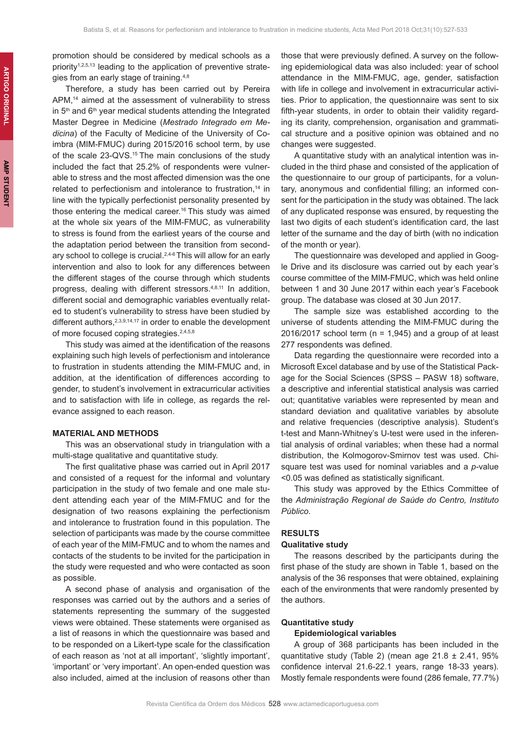promotion should be considered by medical schools as a priority[1,2,5,13] leading to the application of preventive strategies from an early stage of training.[4,8]

Therefore, a study has been carried out by Pereira APM,[14] aimed at the assessment of vulnerability to stress in 5th and 6th year medical students attending the Integrated Master Degree in Medicine (*Mestrado Integrado em Medicina*) of the Faculty of Medicine of the University of Coimbra (MIM-FMUC) during 2015/2016 school term, by use of the scale 23-QVS.[15] The main conclusions of the study included the fact that 25.2% of respondents were vulnerable to stress and the most affected dimension was the one related to perfectionism and intolerance to frustration,[14] in line with the typically perfectionist personality presented by those entering the medical career.[16] This study was aimed at the whole six years of the MIM-FMUC, as vulnerability to stress is found from the earliest years of the course and the adaptation period between the transition from secondary school to college is crucial.[2,4-6] This will allow for an early intervention and also to look for any differences between the different stages of the course through which students progress, dealing with different stressors.[4,8,11] In addition, different social and demographic variables eventually related to student's vulnerability to stress have been studied by different authors,[2,3,9,14,17] in order to enable the development of more focused coping strategies.[2,4,5,8]

This study was aimed at the identification of the reasons explaining such high levels of perfectionism and intolerance to frustration in students attending the MIM-FMUC and, in addition, at the identification of differences according to gender, to student's involvement in extracurricular activities and to satisfaction with life in college, as regards the relevance assigned to each reason.

## MATERIAL AND METHODS

This was an observational study in triangulation with a multi-stage qualitative and quantitative study.

The first qualitative phase was carried out in April 2017 and consisted of a request for the informal and voluntary participation in the study of two female and one male student attending each year of the MIM-FMUC and for the designation of two reasons explaining the perfectionism and intolerance to frustration found in this population. The selection of participants was made by the course committee of each year of the MIM-FMUC and to whom the names and contacts of the students to be invited for the participation in the study were requested and who were contacted as soon as possible.

A second phase of analysis and organisation of the responses was carried out by the authors and a series of statements representing the summary of the suggested views were obtained. These statements were organised as a list of reasons in which the questionnaire was based and to be responded on a Likert-type scale for the classification of each reason as 'not at all important', 'slightly important', 'important' or 'very important'. An open-ended question was also included, aimed at the inclusion of reasons other than those that were previously defined. A survey on the following epidemiological data was also included: year of school attendance in the MIM-FMUC, age, gender, satisfaction with life in college and involvement in extracurricular activities. Prior to application, the questionnaire was sent to six fifth-year students, in order to obtain their validity regarding its clarity, comprehension, organisation and grammatical structure and a positive opinion was obtained and no changes were suggested.

A quantitative study with an analytical intention was included in the third phase and consisted of the application of the questionnaire to our group of participants, for a voluntary, anonymous and confidential filling; an informed consent for the participation in the study was obtained. The lack of any duplicated response was ensured, by requesting the last two digits of each student's identification card, the last letter of the surname and the day of birth (with no indication of the month or year).

The questionnaire was developed and applied in Google Drive and its disclosure was carried out by each year's course committee of the MIM-FMUC, which was held online between 1 and 30 June 2017 within each year's Facebook group. The database was closed at 30 Jun 2017.

The sample size was established according to the universe of students attending the MIM-FMUC during the 2016/2017 school term (n = 1,945) and a group of at least 277 respondents was defined.

Data regarding the questionnaire were recorded into a Microsoft Excel database and by use of the Statistical Package for the Social Sciences (SPSS – PASW 18) software, a descriptive and inferential statistical analysis was carried out; quantitative variables were represented by mean and standard deviation and qualitative variables by absolute and relative frequencies (descriptive analysis). Student's t-test and Mann-Whitney's U-test were used in the inferential analysis of ordinal variables; when these had a normal distribution, the Kolmogorov-Smirnov test was used. Chi-square test was used for nominal variables and a *p*-value $<0.05$ was defined as statistically significant.

This study was approved by the Ethics Committee of the *Administração Regional de Saúde do Centro, Instituto Público.*

## RESULTS

### Qualitative study

The reasons described by the participants during the first phase of the study are shown in Table 1, based on the analysis of the 36 responses that were obtained, explaining each of the environments that were randomly presented by the authors.

### Quantitative study

#### Epidemiological variables

A group of 368 participants has been included in the quantitative study (Table 2) (mean age 21.8 ± 2.41, 95% confidence interval 21.6-22.1 years, range 18-33 years). Mostly female respondents were found (286 female, 77.7%)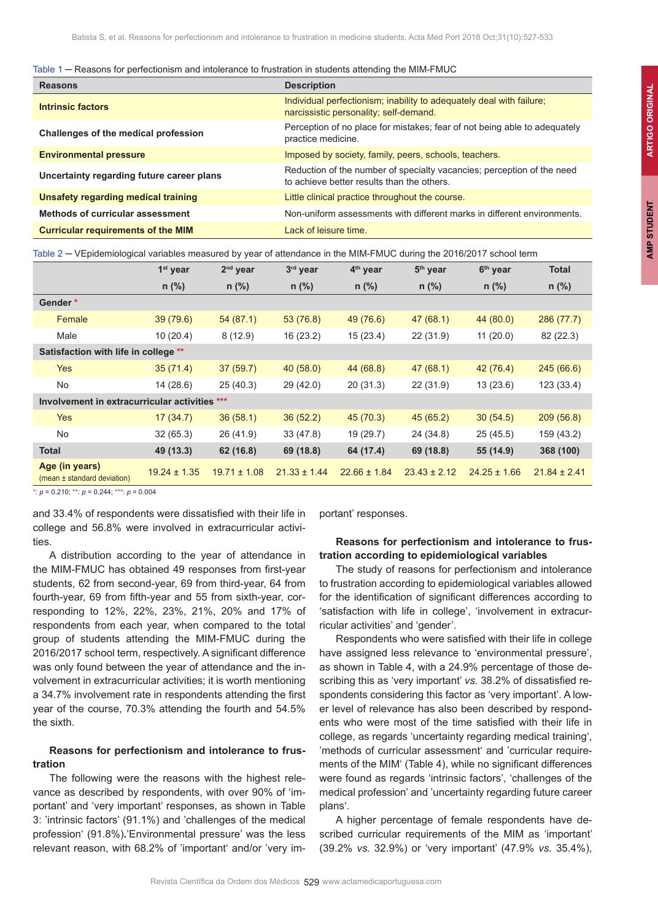Table 1 — Reasons for perfectionism and intolerance to frustration in students attending the MIM-FMUC

| Reasons | Description |
|---|---|
| **Intrinsic factors** | Individual perfectionism; inability to adequately deal with failure; narcissistic personality; self-demand. |
| **Challenges of the medical profession** | Perception of no place for mistakes; fear of not being able to adequately practice medicine. |
| **Environmental pressure** | Imposed by society, family, peers, schools, teachers. |
| **Uncertainty regarding future career plans** | Reduction of the number of specialty vacancies; perception of the need to achieve better results than the others. |
| **Unsafety regarding medical training** | Little clinical practice throughout the course. |
| **Methods of curricular assessment** | Non-uniform assessments with different marks in different environments. |
| **Curricular requirements of the MIM** | Lack of leisure time. |

Table 2 — VEpidemiological variables measured by year of attendance in the MIM-FMUC during the 2016/2017 school term

| | 1st year | 2nd year | 3rd year | 4th year | 5th year | 6th year | Total |
|---|---|---|---|---|---|---|---|
| | n (%) | n (%) | n (%) | n (%) | n (%) | n (%) | n (%) |
| **Gender** * | | | | | | | |
| Female | 39 (79.6) | 54 (87.1) | 53 (76.8) | 49 (76.6) | 47 (68.1) | 44 (80.0) | 286 (77.7) |
| Male | 10 (20.4) | 8 (12.9) | 16 (23.2) | 15 (23.4) | 22 (31.9) | 11 (20.0) | 82 (22.3) |
| **Satisfaction with life in college** ** | | | | | | | |
| Yes | 35 (71.4) | 37 (59.7) | 40 (58.0) | 44 (68.8) | 47 (68.1) | 42 (76.4) | 245 (66.6) |
| No | 14 (28.6) | 25 (40.3) | 29 (42.0) | 20 (31.3) | 22 (31.9) | 13 (23.6) | 123 (33.4) |
| **Involvement in extracurricular activities** *** | | | | | | | |
| Yes | 17 (34.7) | 36 (58.1) | 36 (52.2) | 45 (70.3) | 45 (65.2) | 30 (54.5) | 209 (56.8) |
| No | 32 (65.3) | 26 (41.9) | 33 (47.8) | 19 (29.7) | 24 (34.8) | 25 (45.5) | 159 (43.2) |
| **Total** | **49 (13.3)** | **62 (16.8)** | **69 (18.8)** | **64 (17.4)** | **69 (18.8)** | **55 (14.9)** | **368 (100)** |
| **Age (in years)** (mean ± standard deviation) | 19.24 ± 1.35 | 19.71 ± 1.08 | 21.33 ± 1.44 | 22.66 ± 1.84 | 23.43 ± 2.12 | 24.25 ± 1.66 | 21.84 ± 2.41 |

*: $p = 0.210$; **: $p = 0.244$; ***: $p = 0.004$

and 33.4% of respondents were dissatisfied with their life in college and 56.8% were involved in extracurricular activities.

A distribution according to the year of attendance in the MIM-FMUC has obtained 49 responses from first-year students, 62 from second-year, 69 from third-year, 64 from fourth-year, 69 from fifth-year and 55 from sixth-year, corresponding to 12%, 22%, 23%, 21%, 20% and 17% of respondents from each year, when compared to the total group of students attending the MIM-FMUC during the 2016/2017 school term, respectively. A significant difference was only found between the year of attendance and the involvement in extracurricular activities; it is worth mentioning a 34.7% involvement rate in respondents attending the first year of the course, 70.3% attending the fourth and 54.5% the sixth.

### Reasons for perfectionism and intolerance to frustration

The following were the reasons with the highest relevance as described by respondents, with over 90% of 'important' and 'very important' responses, as shown in Table 3: 'intrinsic factors' (91.1%) and 'challenges of the medical profession' (91.8%).'Environmental pressure' was the less relevant reason, with 68.2% of 'important' and/or 'very important' responses.

### Reasons for perfectionism and intolerance to frustration according to epidemiological variables

The study of reasons for perfectionism and intolerance to frustration according to epidemiological variables allowed for the identification of significant differences according to 'satisfaction with life in college', 'involvement in extracurricular activities' and 'gender'.

Respondents who were satisfied with their life in college have assigned less relevance to 'environmental pressure', as shown in Table 4, with a 24.9% percentage of those describing this as 'very important' *vs.* 38.2% of dissatisfied respondents considering this factor as 'very important'. A lower level of relevance has also been described by respondents who were most of the time satisfied with their life in college, as regards 'uncertainty regarding medical training', 'methods of curricular assessment' and 'curricular requirements of the MIM' (Table 4), while no significant differences were found as regards 'intrinsic factors', 'challenges of the medical profession' and 'uncertainty regarding future career plans'.

A higher percentage of female respondents have described curricular requirements of the MIM as 'important' (39.2% *vs.* 32.9%) or 'very important' (47.9% *vs.* 35.4%),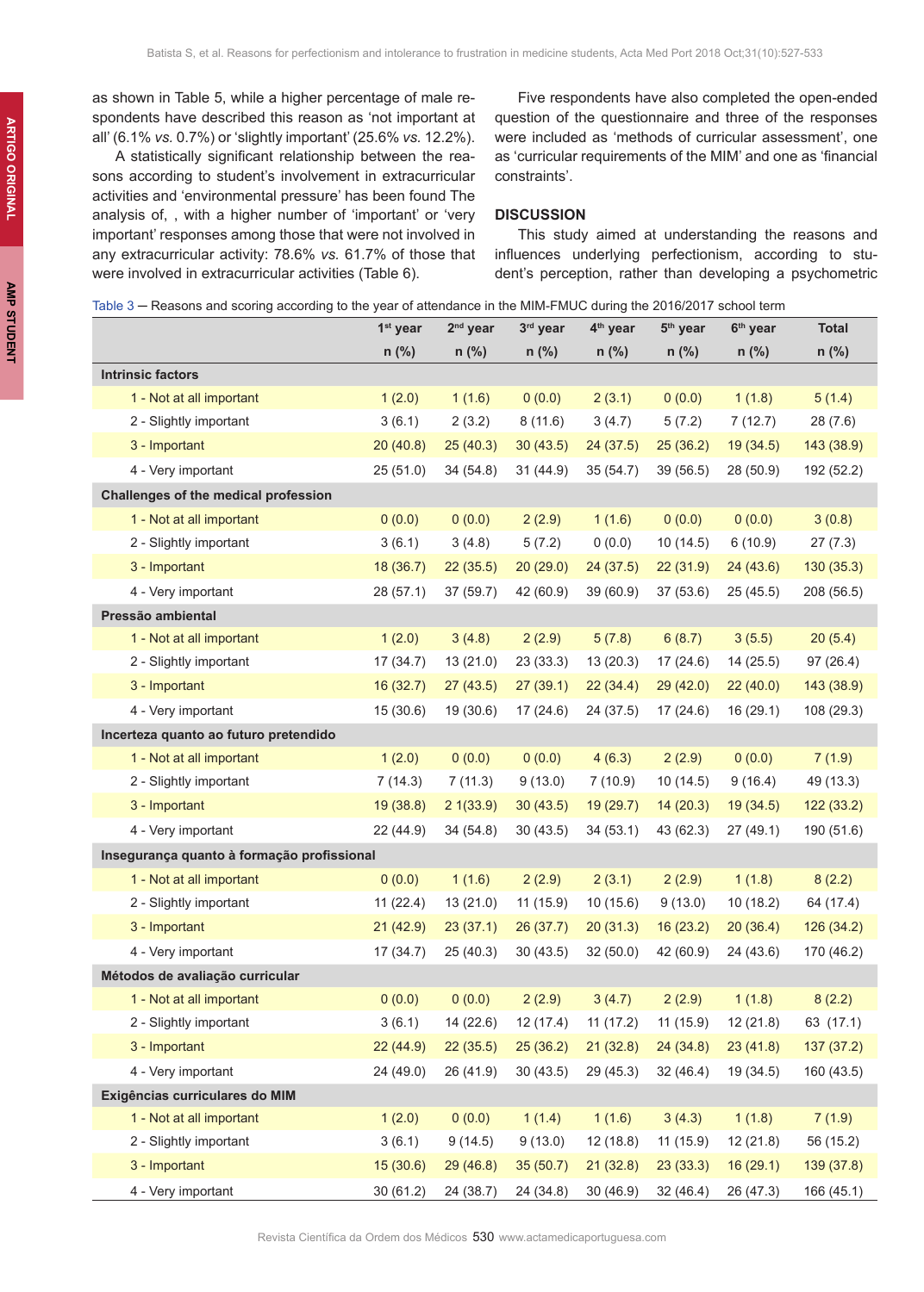as shown in Table 5, while a higher percentage of male respondents have described this reason as 'not important at all' (6.1% *vs.* 0.7%) or 'slightly important' (25.6% *vs.* 12.2%).

A statistically significant relationship between the reasons according to student's involvement in extracurricular activities and 'environmental pressure' has been found The analysis of, , with a higher number of 'important' or 'very important' responses among those that were not involved in any extracurricular activity: 78.6% *vs.* 61.7% of those that were involved in extracurricular activities (Table 6).

Five respondents have also completed the open-ended question of the questionnaire and three of the responses were included as 'methods of curricular assessment', one as 'curricular requirements of the MIM' and one as 'financial constraints'.

## DISCUSSION

This study aimed at understanding the reasons and influences underlying perfectionism, according to student's perception, rather than developing a psychometric

Table 3 – Reasons and scoring according to the year of attendance in the MIM-FMUC during the 2016/2017 school term

| | 1st year n (%) | 2nd year n (%) | 3rd year n (%) | 4th year n (%) | 5th year n (%) | 6th year n (%) | Total n (%) |
|---|---|---|---|---|---|---|---|
| **Intrinsic factors** | | | | | | | |
| 1 - Not at all important | 1 (2.0) | 1 (1.6) | 0 (0.0) | 2 (3.1) | 0 (0.0) | 1 (1.8) | 5 (1.4) |
| 2 - Slightly important | 3 (6.1) | 2 (3.2) | 8 (11.6) | 3 (4.7) | 5 (7.2) | 7 (12.7) | 28 (7.6) |
| 3 - Important | 20 (40.8) | 25 (40.3) | 30 (43.5) | 24 (37.5) | 25 (36.2) | 19 (34.5) | 143 (38.9) |
| 4 - Very important | 25 (51.0) | 34 (54.8) | 31 (44.9) | 35 (54.7) | 39 (56.5) | 28 (50.9) | 192 (52.2) |
| **Challenges of the medical profession** | | | | | | | |
| 1 - Not at all important | 0 (0.0) | 0 (0.0) | 2 (2.9) | 1 (1.6) | 0 (0.0) | 0 (0.0) | 3 (0.8) |
| 2 - Slightly important | 3 (6.1) | 3 (4.8) | 5 (7.2) | 0 (0.0) | 10 (14.5) | 6 (10.9) | 27 (7.3) |
| 3 - Important | 18 (36.7) | 22 (35.5) | 20 (29.0) | 24 (37.5) | 22 (31.9) | 24 (43.6) | 130 (35.3) |
| 4 - Very important | 28 (57.1) | 37 (59.7) | 42 (60.9) | 39 (60.9) | 37 (53.6) | 25 (45.5) | 208 (56.5) |
| **Pressão ambiental** | | | | | | | |
| 1 - Not at all important | 1 (2.0) | 3 (4.8) | 2 (2.9) | 5 (7.8) | 6 (8.7) | 3 (5.5) | 20 (5.4) |
| 2 - Slightly important | 17 (34.7) | 13 (21.0) | 23 (33.3) | 13 (20.3) | 17 (24.6) | 14 (25.5) | 97 (26.4) |
| 3 - Important | 16 (32.7) | 27 (43.5) | 27 (39.1) | 22 (34.4) | 29 (42.0) | 22 (40.0) | 143 (38.9) |
| 4 - Very important | 15 (30.6) | 19 (30.6) | 17 (24.6) | 24 (37.5) | 17 (24.6) | 16 (29.1) | 108 (29.3) |
| **Incerteza quanto ao futuro pretendido** | | | | | | | |
| 1 - Not at all important | 1 (2.0) | 0 (0.0) | 0 (0.0) | 4 (6.3) | 2 (2.9) | 0 (0.0) | 7 (1.9) |
| 2 - Slightly important | 7 (14.3) | 7 (11.3) | 9 (13.0) | 7 (10.9) | 10 (14.5) | 9 (16.4) | 49 (13.3) |
| 3 - Important | 19 (38.8) | 2 1(33.9) | 30 (43.5) | 19 (29.7) | 14 (20.3) | 19 (34.5) | 122 (33.2) |
| 4 - Very important | 22 (44.9) | 34 (54.8) | 30 (43.5) | 34 (53.1) | 43 (62.3) | 27 (49.1) | 190 (51.6) |
| **Insegurança quanto à formação profissional** | | | | | | | |
| 1 - Not at all important | 0 (0.0) | 1 (1.6) | 2 (2.9) | 2 (3.1) | 2 (2.9) | 1 (1.8) | 8 (2.2) |
| 2 - Slightly important | 11 (22.4) | 13 (21.0) | 11 (15.9) | 10 (15.6) | 9 (13.0) | 10 (18.2) | 64 (17.4) |
| 3 - Important | 21 (42.9) | 23 (37.1) | 26 (37.7) | 20 (31.3) | 16 (23.2) | 20 (36.4) | 126 (34.2) |
| 4 - Very important | 17 (34.7) | 25 (40.3) | 30 (43.5) | 32 (50.0) | 42 (60.9) | 24 (43.6) | 170 (46.2) |
| **Métodos de avaliação curricular** | | | | | | | |
| 1 - Not at all important | 0 (0.0) | 0 (0.0) | 2 (2.9) | 3 (4.7) | 2 (2.9) | 1 (1.8) | 8 (2.2) |
| 2 - Slightly important | 3 (6.1) | 14 (22.6) | 12 (17.4) | 11 (17.2) | 11 (15.9) | 12 (21.8) | 63 (17.1) |
| 3 - Important | 22 (44.9) | 22 (35.5) | 25 (36.2) | 21 (32.8) | 24 (34.8) | 23 (41.8) | 137 (37.2) |
| 4 - Very important | 24 (49.0) | 26 (41.9) | 30 (43.5) | 29 (45.3) | 32 (46.4) | 19 (34.5) | 160 (43.5) |
| **Exigências curriculares do MIM** | | | | | | | |
| 1 - Not at all important | 1 (2.0) | 0 (0.0) | 1 (1.4) | 1 (1.6) | 3 (4.3) | 1 (1.8) | 7 (1.9) |
| 2 - Slightly important | 3 (6.1) | 9 (14.5) | 9 (13.0) | 12 (18.8) | 11 (15.9) | 12 (21.8) | 56 (15.2) |
| 3 - Important | 15 (30.6) | 29 (46.8) | 35 (50.7) | 21 (32.8) | 23 (33.3) | 16 (29.1) | 139 (37.8) |
| 4 - Very important | 30 (61.2) | 24 (38.7) | 24 (34.8) | 30 (46.9) | 32 (46.4) | 26 (47.3) | 166 (45.1) |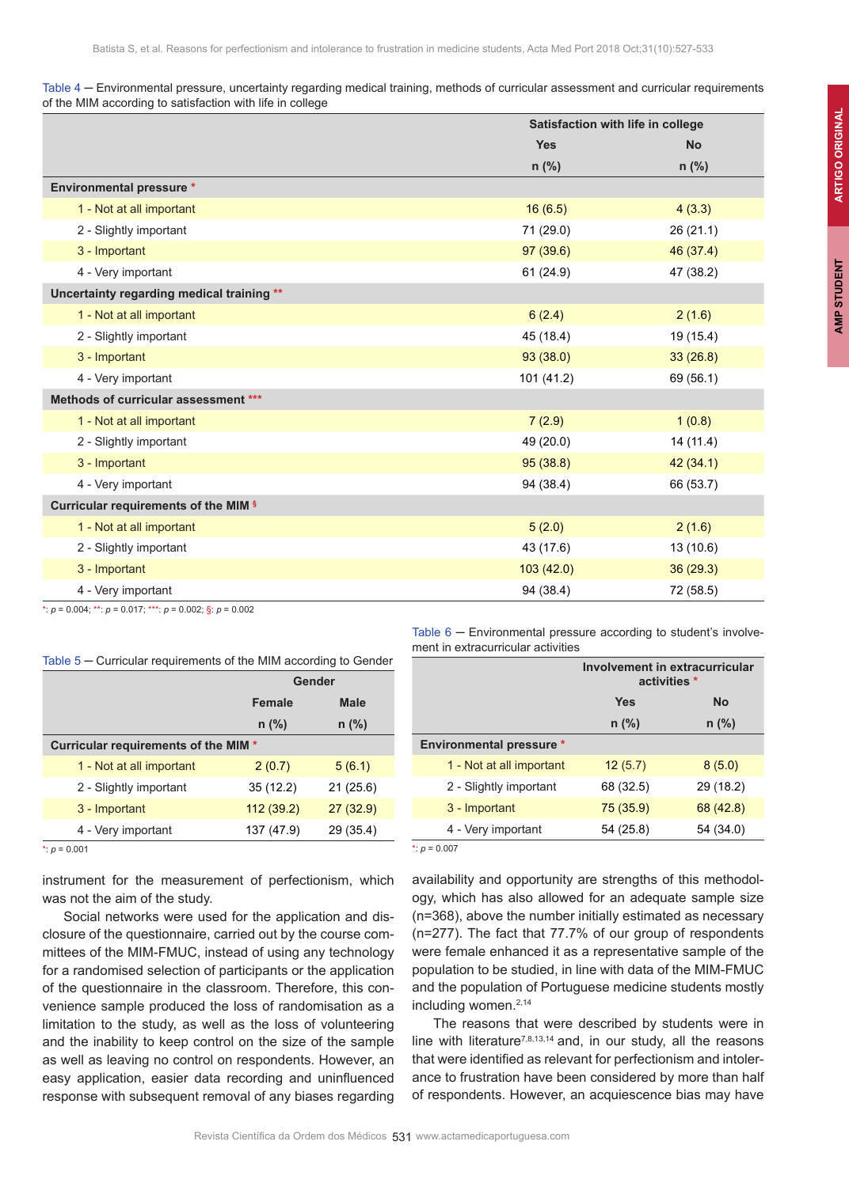Table 4 — Environmental pressure, uncertainty regarding medical training, methods of curricular assessment and curricular requirements of the MIM according to satisfaction with life in college

| | Satisfaction with life in college | |
|---|---|---|
| | Yes | No |
| | n (%) | n (%) |
| **Environmental pressure** * | | |
| 1 - Not at all important | 16 (6.5) | 4 (3.3) |
| 2 - Slightly important | 71 (29.0) | 26 (21.1) |
| 3 - Important | 97 (39.6) | 46 (37.4) |
| 4 - Very important | 61 (24.9) | 47 (38.2) |
| **Uncertainty regarding medical training** ** | | |
| 1 - Not at all important | 6 (2.4) | 2 (1.6) |
| 2 - Slightly important | 45 (18.4) | 19 (15.4) |
| 3 - Important | 93 (38.0) | 33 (26.8) |
| 4 - Very important | 101 (41.2) | 69 (56.1) |
| **Methods of curricular assessment** *** | | |
| 1 - Not at all important | 7 (2.9) | 1 (0.8) |
| 2 - Slightly important | 49 (20.0) | 14 (11.4) |
| 3 - Important | 95 (38.8) | 42 (34.1) |
| 4 - Very important | 94 (38.4) | 66 (53.7) |
| **Curricular requirements of the MIM** § | | |
| 1 - Not at all important | 5 (2.0) | 2 (1.6) |
| 2 - Slightly important | 43 (17.6) | 13 (10.6) |
| 3 - Important | 103 (42.0) | 36 (29.3) |
| 4 - Very important | 94 (38.4) | 72 (58.5) |

*: $p = 0.004$; **: $p = 0.017$; ***: $p = 0.002$; §: $p = 0.002$

Table 5 — Curricular requirements of the MIM according to Gender

| | Gender | |
|---|---|---|
| | Female | Male |
| | n (%) | n (%) |
| **Curricular requirements of the MIM** * | | |
| 1 - Not at all important | 2 (0.7) | 5 (6.1) |
| 2 - Slightly important | 35 (12.2) | 21 (25.6) |
| 3 - Important | 112 (39.2) | 27 (32.9) |
| 4 - Very important | 137 (47.9) | 29 (35.4) |

*: $p = 0.001$

Table 6 — Environmental pressure according to student's involvement in extracurricular activities

| | Involvement in extracurricular activities * | |
|---|---|---|
| | Yes | No |
| | n (%) | n (%) |
| **Environmental pressure** * | | |
| 1 - Not at all important | 12 (5.7) | 8 (5.0) |
| 2 - Slightly important | 68 (32.5) | 29 (18.2) |
| 3 - Important | 75 (35.9) | 68 (42.8) |
| 4 - Very important | 54 (25.8) | 54 (34.0) |

*: $p = 0.007$

instrument for the measurement of perfectionism, which was not the aim of the study.

Social networks were used for the application and disclosure of the questionnaire, carried out by the course committees of the MIM-FMUC, instead of using any technology for a randomised selection of participants or the application of the questionnaire in the classroom. Therefore, this convenience sample produced the loss of randomisation as a limitation to the study, as well as the loss of volunteering and the inability to keep control on the size of the sample as well as leaving no control on respondents. However, an easy application, easier data recording and uninfluenced response with subsequent removal of any biases regarding availability and opportunity are strengths of this methodology, which has also allowed for an adequate sample size (n=368), above the number initially estimated as necessary (n=277). The fact that 77.7% of our group of respondents were female enhanced it as a representative sample of the population to be studied, in line with data of the MIM-FMUC and the population of Portuguese medicine students mostly including women.[2,14]

The reasons that were described by students were in line with literature[7,8,13,14] and, in our study, all the reasons that were identified as relevant for perfectionism and intolerance to frustration have been considered by more than half of respondents. However, an acquiescence bias may have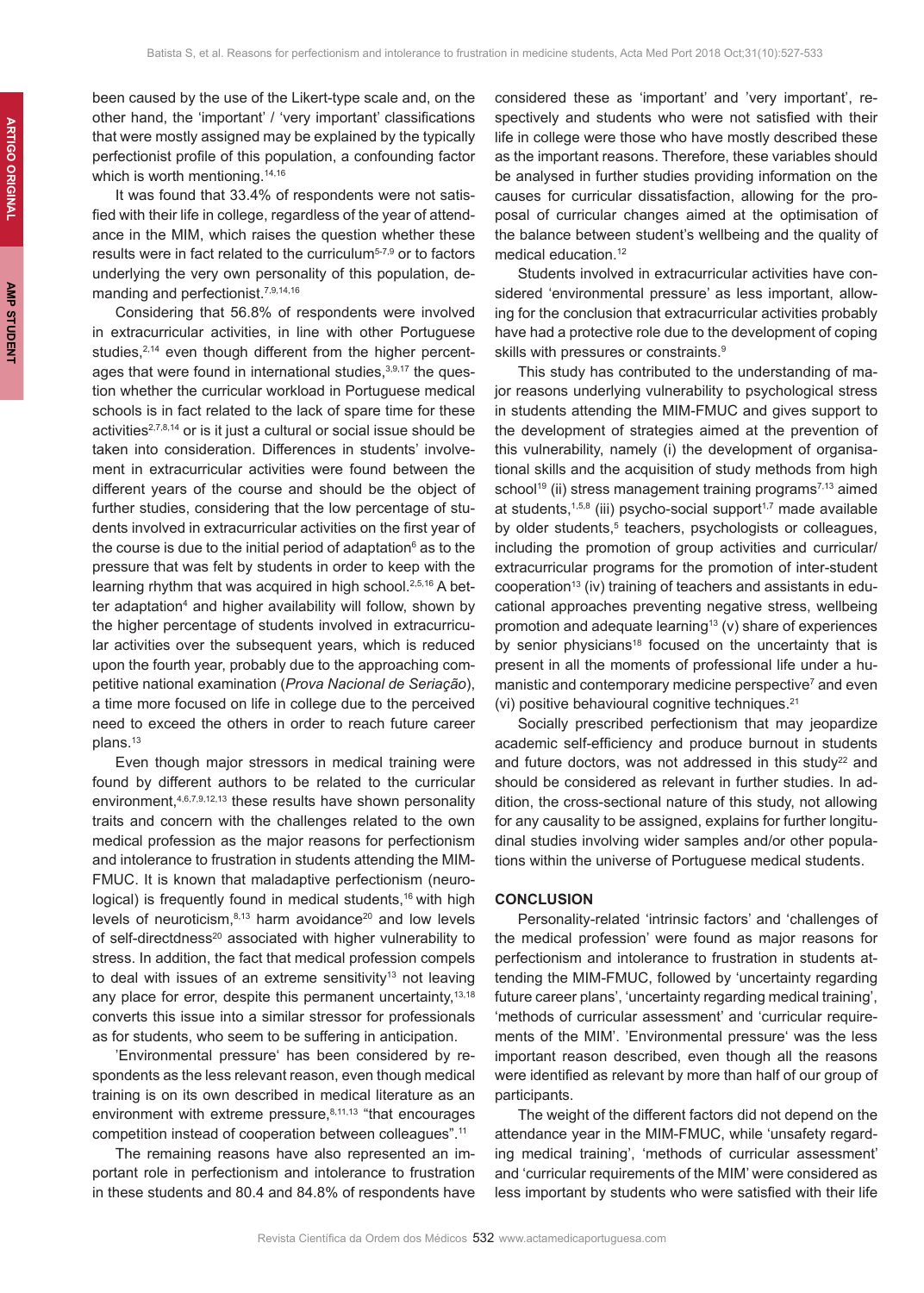been caused by the use of the Likert-type scale and, on the other hand, the 'important' / 'very important' classifications that were mostly assigned may be explained by the typically perfectionist profile of this population, a confounding factor which is worth mentioning.[14,16]

It was found that 33.4% of respondents were not satisfied with their life in college, regardless of the year of attendance in the MIM, which raises the question whether these results were in fact related to the curriculum[5-7,9] or to factors underlying the very own personality of this population, demanding and perfectionist.[7,9,14,16]

Considering that 56.8% of respondents were involved in extracurricular activities, in line with other Portuguese studies,[2,14] even though different from the higher percentages that were found in international studies,[3,9,17] the question whether the curricular workload in Portuguese medical schools is in fact related to the lack of spare time for these activities[2,7,8,14] or is it just a cultural or social issue should be taken into consideration. Differences in students' involvement in extracurricular activities were found between the different years of the course and should be the object of further studies, considering that the low percentage of students involved in extracurricular activities on the first year of the course is due to the initial period of adaptation[6] as to the pressure that was felt by students in order to keep with the learning rhythm that was acquired in high school.[2,5,16] A better adaptation[4] and higher availability will follow, shown by the higher percentage of students involved in extracurricular activities over the subsequent years, which is reduced upon the fourth year, probably due to the approaching competitive national examination (*Prova Nacional de Seriação*), a time more focused on life in college due to the perceived need to exceed the others in order to reach future career plans.[13]

Even though major stressors in medical training were found by different authors to be related to the curricular environment,[4,6,7,9,12,13] these results have shown personality traits and concern with the challenges related to the own medical profession as the major reasons for perfectionism and intolerance to frustration in students attending the MIM-FMUC. It is known that maladaptive perfectionism (neurological) is frequently found in medical students,[16] with high levels of neuroticism,[8,13] harm avoidance[20] and low levels of self-directdness[20] associated with higher vulnerability to stress. In addition, the fact that medical profession compels to deal with issues of an extreme sensitivity[13] not leaving any place for error, despite this permanent uncertainty,[13,18] converts this issue into a similar stressor for professionals as for students, who seem to be suffering in anticipation.

'Environmental pressure' has been considered by respondents as the less relevant reason, even though medical training is on its own described in medical literature as an environment with extreme pressure,[8,11,13] "that encourages competition instead of cooperation between colleagues".[11]

The remaining reasons have also represented an important role in perfectionism and intolerance to frustration in these students and 80.4 and 84.8% of respondents have considered these as 'important' and 'very important', respectively and students who were not satisfied with their life in college were those who have mostly described these as the important reasons. Therefore, these variables should be analysed in further studies providing information on the causes for curricular dissatisfaction, allowing for the proposal of curricular changes aimed at the optimisation of the balance between student's wellbeing and the quality of medical education.[12]

Students involved in extracurricular activities have considered 'environmental pressure' as less important, allowing for the conclusion that extracurricular activities probably have had a protective role due to the development of coping skills with pressures or constraints.[9]

This study has contributed to the understanding of major reasons underlying vulnerability to psychological stress in students attending the MIM-FMUC and gives support to the development of strategies aimed at the prevention of this vulnerability, namely (i) the development of organisational skills and the acquisition of study methods from high school[19] (ii) stress management training programs[7,13] aimed at students,[1,5,8] (iii) psycho-social support[1,7] made available by older students,[5] teachers, psychologists or colleagues, including the promotion of group activities and curricular/extracurricular programs for the promotion of inter-student cooperation[13] (iv) training of teachers and assistants in educational approaches preventing negative stress, wellbeing promotion and adequate learning[13] (v) share of experiences by senior physicians[18] focused on the uncertainty that is present in all the moments of professional life under a humanistic and contemporary medicine perspective[7] and even (vi) positive behavioural cognitive techniques.[21]

Socially prescribed perfectionism that may jeopardize academic self-efficiency and produce burnout in students and future doctors, was not addressed in this study[22] and should be considered as relevant in further studies. In addition, the cross-sectional nature of this study, not allowing for any causality to be assigned, explains for further longitudinal studies involving wider samples and/or other populations within the universe of Portuguese medical students.

## CONCLUSION

Personality-related 'intrinsic factors' and 'challenges of the medical profession' were found as major reasons for perfectionism and intolerance to frustration in students attending the MIM-FMUC, followed by 'uncertainty regarding future career plans', 'uncertainty regarding medical training', 'methods of curricular assessment' and 'curricular requirements of the MIM'. 'Environmental pressure' was the less important reason described, even though all the reasons were identified as relevant by more than half of our group of participants.

The weight of the different factors did not depend on the attendance year in the MIM-FMUC, while 'unsafety regarding medical training', 'methods of curricular assessment' and 'curricular requirements of the MIM' were considered as less important by students who were satisfied with their life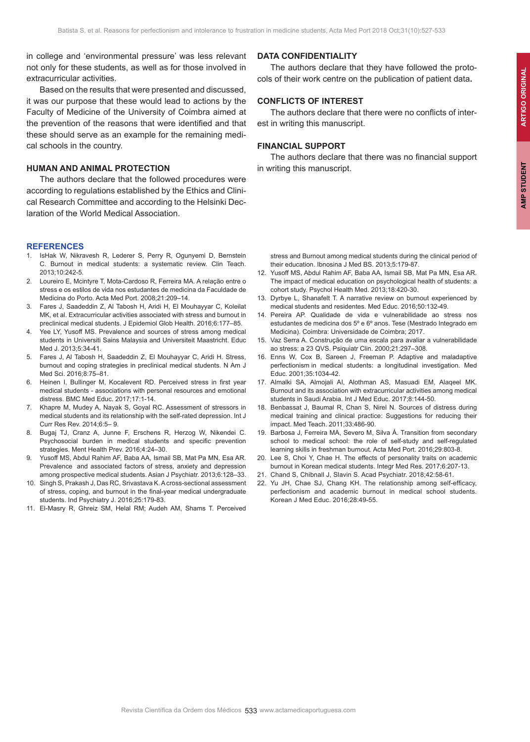in college and 'environmental pressure' was less relevant not only for these students, as well as for those involved in extracurricular activities.

Based on the results that were presented and discussed, it was our purpose that these would lead to actions by the Faculty of Medicine of the University of Coimbra aimed at the prevention of the reasons that were identified and that these should serve as an example for the remaining medical schools in the country.

## HUMAN AND ANIMAL PROTECTION

The authors declare that the followed procedures were according to regulations established by the Ethics and Clinical Research Committee and according to the Helsinki Declaration of the World Medical Association.

## DATA CONFIDENTIALITY

The authors declare that they have followed the protocols of their work centre on the publication of patient data.

## CONFLICTS OF INTEREST

The authors declare that there were no conflicts of interest in writing this manuscript.

## FINANCIAL SUPPORT

The authors declare that there was no financial support in writing this manuscript.

## REFERENCES

1. IsHak W, Nikravesh R, Lederer S, Perry R, Ogunyemi D, Bernstein C. Burnout in medical students: a systematic review. Clin Teach. 2013;10:242-5.
2. Loureiro E, Mcintyre T, Mota-Cardoso R, Ferreira MA. A relação entre o stress e os estilos de vida nos estudantes de medicina da Faculdade de Medicina do Porto. Acta Med Port. 2008;21:209–14.
3. Fares J, Saadeddin Z, Al Tabosh H, Aridi H, El Mouhayyar C, Koleilat MK, et al. Extracurricular activities associated with stress and burnout in preclinical medical students. J Epidemiol Glob Health. 2016;6:177–85.
4. Yee LY, Yusoff MS. Prevalence and sources of stress among medical students in Universiti Sains Malaysia and Universiteit Maastricht. Educ Med J. 2013;5:34-41.
5. Fares J, Al Tabosh H, Saadeddin Z, El Mouhayyar C, Aridi H. Stress, burnout and coping strategies in preclinical medical students. N Am J Med Sci. 2016;8:75–81.
6. Heinen I, Bullinger M, Kocalevent RD. Perceived stress in first year medical students - associations with personal resources and emotional distress. BMC Med Educ. 2017;17:1-14.
7. Khapre M, Mudey A, Nayak S, Goyal RC. Assessment of stressors in medical students and its relationship with the self-rated depression. Int J Curr Res Rev. 2014;6:5– 9.
8. Bugaj TJ, Cranz A, Junne F, Erschens R, Herzog W, Nikendei C. Psychosocial burden in medical students and specific prevention strategies. Ment Health Prev. 2016;4:24–30.
9. Yusoff MS, Abdul Rahim AF, Baba AA, Ismail SB, Mat Pa MN, Esa AR. Prevalence and associated factors of stress, anxiety and depression among prospective medical students. Asian J Psychiatr. 2013;6:128–33.
10. Singh S, Prakash J, Das RC, Srivastava K. A cross-sectional assessment of stress, coping, and burnout in the final-year medical undergraduate students. Ind Psychiatry J. 2016;25:179-83.
11. El-Masry R, Ghreiz SM, Helal RM; Audeh AM, Shams T. Perceived stress and Burnout among medical students during the clinical period of their education. Ibnosina J Med BS. 2013;5:179-87.
12. Yusoff MS, Abdul Rahim AF, Baba AA, Ismail SB, Mat Pa MN, Esa AR. The impact of medical education on psychological health of students: a cohort study. Psychol Health Med. 2013;18:420-30.
13. Dyrbye L, Shanafelt T. A narrative review on burnout experienced by medical students and residentes. Med Educ. 2016;50:132-49.
14. Pereira AP. Qualidade de vida e vulnerabilidade ao stress nos estudantes de medicina dos 5º e 6º anos. Tese (Mestrado Integrado em Medicina). Coimbra: Universidade de Coimbra; 2017.
15. Vaz Serra A. Construção de uma escala para avaliar a vulnerabilidade ao stress: a 23 QVS. Psiquiatr Clin. 2000;21:297–308.
16. Enns W, Cox B, Sareen J, Freeman P. Adaptive and maladaptive perfectionism in medical students: a longitudinal investigation. Med Educ. 2001;35:1034-42.
17. Almalki SA, Almojali AI, Alothman AS, Masuadi EM, Alaqeel MK. Burnout and its association with extracurricular activities among medical students in Saudi Arabia. Int J Med Educ. 2017;8:144-50.
18. Benbassat J, Baumal R, Chan S, Nirel N. Sources of distress during medical training and clinical practice: Suggestions for reducing their impact. Med Teach. 2011;33:486-90.
19. Barbosa J, Ferreira MA, Severo M, Silva Á. Transition from secondary school to medical school: the role of self-study and self-regulated learning skills in freshman burnout. Acta Med Port. 2016;29:803-8.
20. Lee S, Choi Y, Chae H. The effects of personality traits on academic burnout in Korean medical students. Integr Med Res. 2017;6:207-13.
21. Chand S, Chibnall J, Slavin S. Acad Psychiatr. 2018;42:58-61.
22. Yu JH, Chae SJ, Chang KH. The relationship among self-efficacy, perfectionism and academic burnout in medical school students. Korean J Med Educ. 2016;28:49-55.